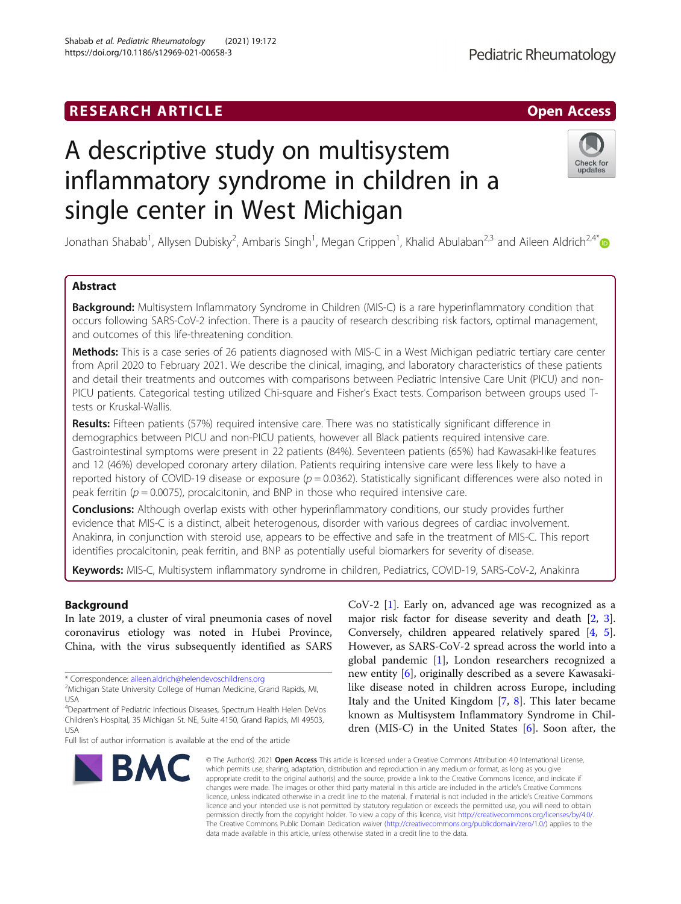RESEARCH ARTICLE

Open Access

# A descriptive study on multisystem inflammatory syndrome in children in a single center in West Michigan

Jonathan Shabab[1], Allysen Dubisky[2], Ambaris Singh[1], Megan Crippen[1], Khalid Abulaban[2,3] and Aileen Aldrich[2,4*]

## Abstract

**Background:** Multisystem Inflammatory Syndrome in Children (MIS-C) is a rare hyperinflammatory condition that occurs following SARS-CoV-2 infection. There is a paucity of research describing risk factors, optimal management, and outcomes of this life-threatening condition.

**Methods:** This is a case series of 26 patients diagnosed with MIS-C in a West Michigan pediatric tertiary care center from April 2020 to February 2021. We describe the clinical, imaging, and laboratory characteristics of these patients and detail their treatments and outcomes with comparisons between Pediatric Intensive Care Unit (PICU) and non-PICU patients. Categorical testing utilized Chi-square and Fisher's Exact tests. Comparison between groups used T-tests or Kruskal-Wallis.

**Results:** Fifteen patients (57%) required intensive care. There was no statistically significant difference in demographics between PICU and non-PICU patients, however all Black patients required intensive care. Gastrointestinal symptoms were present in 22 patients (84%). Seventeen patients (65%) had Kawasaki-like features and 12 (46%) developed coronary artery dilation. Patients requiring intensive care were less likely to have a reported history of COVID-19 disease or exposure ($p = 0.0362$). Statistically significant differences were also noted in peak ferritin ($p = 0.0075$), procalcitonin, and BNP in those who required intensive care.

**Conclusions:** Although overlap exists with other hyperinflammatory conditions, our study provides further evidence that MIS-C is a distinct, albeit heterogenous, disorder with various degrees of cardiac involvement. Anakinra, in conjunction with steroid use, appears to be effective and safe in the treatment of MIS-C. This report identifies procalcitonin, peak ferritin, and BNP as potentially useful biomarkers for severity of disease.

**Keywords:** MIS-C, Multisystem inflammatory syndrome in children, Pediatrics, COVID-19, SARS-CoV-2, Anakinra

## Background

In late 2019, a cluster of viral pneumonia cases of novel coronavirus etiology was noted in Hubei Province, China, with the virus subsequently identified as SARS CoV-2 [1]. Early on, advanced age was recognized as a major risk factor for disease severity and death [2, 3]. Conversely, children appeared relatively spared [4, 5]. However, as SARS-CoV-2 spread across the world into a global pandemic [1], London researchers recognized a new entity [6], originally described as a severe Kawasaki-like disease noted in children across Europe, including Italy and the United Kingdom [7, 8]. This later became known as Multisystem Inflammatory Syndrome in Children (MIS-C) in the United States [6]. Soon after, the

\* Correspondence: aileen.aldrich@helendevoschildrens.org
[2]Michigan State University College of Human Medicine, Grand Rapids, MI, USA
[4]Department of Pediatric Infectious Diseases, Spectrum Health Helen DeVos Children's Hospital, 35 Michigan St. NE, Suite 4150, Grand Rapids, MI 49503, USA
Full list of author information is available at the end of the article

© The Author(s). 2021 **Open Access** This article is licensed under a Creative Commons Attribution 4.0 International License, which permits use, sharing, adaptation, distribution and reproduction in any medium or format, as long as you give appropriate credit to the original author(s) and the source, provide a link to the Creative Commons licence, and indicate if changes were made. The images or other third party material in this article are included in the article's Creative Commons licence, unless indicated otherwise in a credit line to the material. If material is not included in the article's Creative Commons licence and your intended use is not permitted by statutory regulation or exceeds the permitted use, you will need to obtain permission directly from the copyright holder. To view a copy of this licence, visit http://creativecommons.org/licenses/by/4.0/. The Creative Commons Public Domain Dedication waiver (http://creativecommons.org/publicdomain/zero/1.0/) applies to the data made available in this article, unless otherwise stated in a credit line to the data.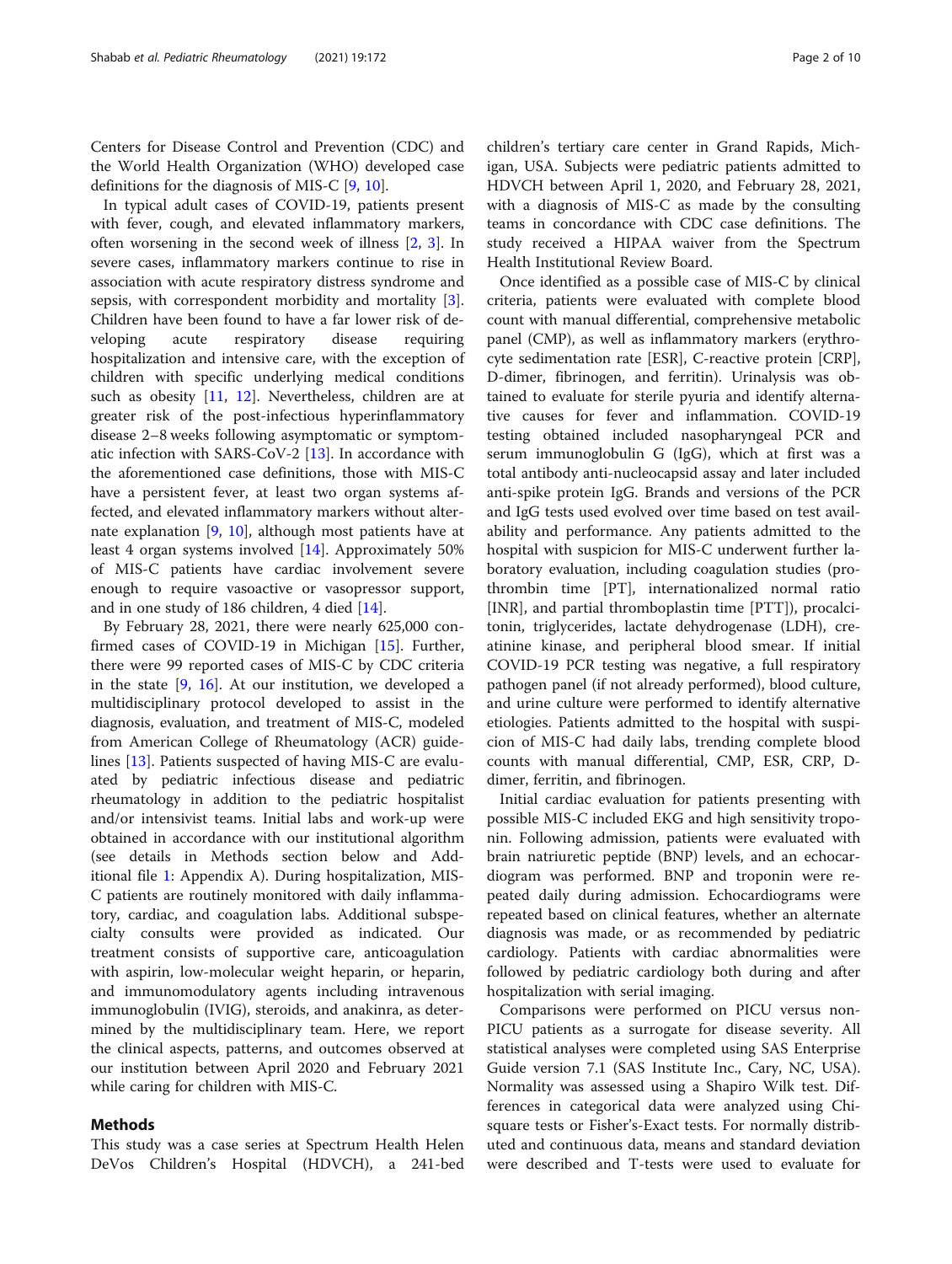Centers for Disease Control and Prevention (CDC) and the World Health Organization (WHO) developed case definitions for the diagnosis of MIS-C [9, 10].

In typical adult cases of COVID-19, patients present with fever, cough, and elevated inflammatory markers, often worsening in the second week of illness [2, 3]. In severe cases, inflammatory markers continue to rise in association with acute respiratory distress syndrome and sepsis, with correspondent morbidity and mortality [3]. Children have been found to have a far lower risk of developing acute respiratory disease requiring hospitalization and intensive care, with the exception of children with specific underlying medical conditions such as obesity [11, 12]. Nevertheless, children are at greater risk of the post-infectious hyperinflammatory disease 2–8 weeks following asymptomatic or symptomatic infection with SARS-CoV-2 [13]. In accordance with the aforementioned case definitions, those with MIS-C have a persistent fever, at least two organ systems affected, and elevated inflammatory markers without alternate explanation [9, 10], although most patients have at least 4 organ systems involved [14]. Approximately 50% of MIS-C patients have cardiac involvement severe enough to require vasoactive or vasopressor support, and in one study of 186 children, 4 died [14].

By February 28, 2021, there were nearly 625,000 confirmed cases of COVID-19 in Michigan [15]. Further, there were 99 reported cases of MIS-C by CDC criteria in the state [9, 16]. At our institution, we developed a multidisciplinary protocol developed to assist in the diagnosis, evaluation, and treatment of MIS-C, modeled from American College of Rheumatology (ACR) guidelines [13]. Patients suspected of having MIS-C are evaluated by pediatric infectious disease and pediatric rheumatology in addition to the pediatric hospitalist and/or intensivist teams. Initial labs and work-up were obtained in accordance with our institutional algorithm (see details in Methods section below and Additional file 1: Appendix A). During hospitalization, MIS-C patients are routinely monitored with daily inflammatory, cardiac, and coagulation labs. Additional subspecialty consults were provided as indicated. Our treatment consists of supportive care, anticoagulation with aspirin, low-molecular weight heparin, or heparin, and immunomodulatory agents including intravenous immunoglobulin (IVIG), steroids, and anakinra, as determined by the multidisciplinary team. Here, we report the clinical aspects, patterns, and outcomes observed at our institution between April 2020 and February 2021 while caring for children with MIS-C.

## Methods

This study was a case series at Spectrum Health Helen DeVos Children's Hospital (HDVCH), a 241-bed children's tertiary care center in Grand Rapids, Michigan, USA. Subjects were pediatric patients admitted to HDVCH between April 1, 2020, and February 28, 2021, with a diagnosis of MIS-C as made by the consulting teams in concordance with CDC case definitions. The study received a HIPAA waiver from the Spectrum Health Institutional Review Board.

Once identified as a possible case of MIS-C by clinical criteria, patients were evaluated with complete blood count with manual differential, comprehensive metabolic panel (CMP), as well as inflammatory markers (erythrocyte sedimentation rate [ESR], C-reactive protein [CRP], D-dimer, fibrinogen, and ferritin). Urinalysis was obtained to evaluate for sterile pyuria and identify alternative causes for fever and inflammation. COVID-19 testing obtained included nasopharyngeal PCR and serum immunoglobulin G (IgG), which at first was a total antibody anti-nucleocapsid assay and later included anti-spike protein IgG. Brands and versions of the PCR and IgG tests used evolved over time based on test availability and performance. Any patients admitted to the hospital with suspicion for MIS-C underwent further laboratory evaluation, including coagulation studies (prothrombin time [PT], internationalized normal ratio [INR], and partial thromboplastin time [PTT]), procalcitonin, triglycerides, lactate dehydrogenase (LDH), creatinine kinase, and peripheral blood smear. If initial COVID-19 PCR testing was negative, a full respiratory pathogen panel (if not already performed), blood culture, and urine culture were performed to identify alternative etiologies. Patients admitted to the hospital with suspicion of MIS-C had daily labs, trending complete blood counts with manual differential, CMP, ESR, CRP, D-dimer, ferritin, and fibrinogen.

Initial cardiac evaluation for patients presenting with possible MIS-C included EKG and high sensitivity troponin. Following admission, patients were evaluated with brain natriuretic peptide (BNP) levels, and an echocardiogram was performed. BNP and troponin were repeated daily during admission. Echocardiograms were repeated based on clinical features, whether an alternate diagnosis was made, or as recommended by pediatric cardiology. Patients with cardiac abnormalities were followed by pediatric cardiology both during and after hospitalization with serial imaging.

Comparisons were performed on PICU versus non-PICU patients as a surrogate for disease severity. All statistical analyses were completed using SAS Enterprise Guide version 7.1 (SAS Institute Inc., Cary, NC, USA). Normality was assessed using a Shapiro Wilk test. Differences in categorical data were analyzed using Chi-square tests or Fisher's-Exact tests. For normally distributed and continuous data, means and standard deviation were described and T-tests were used to evaluate for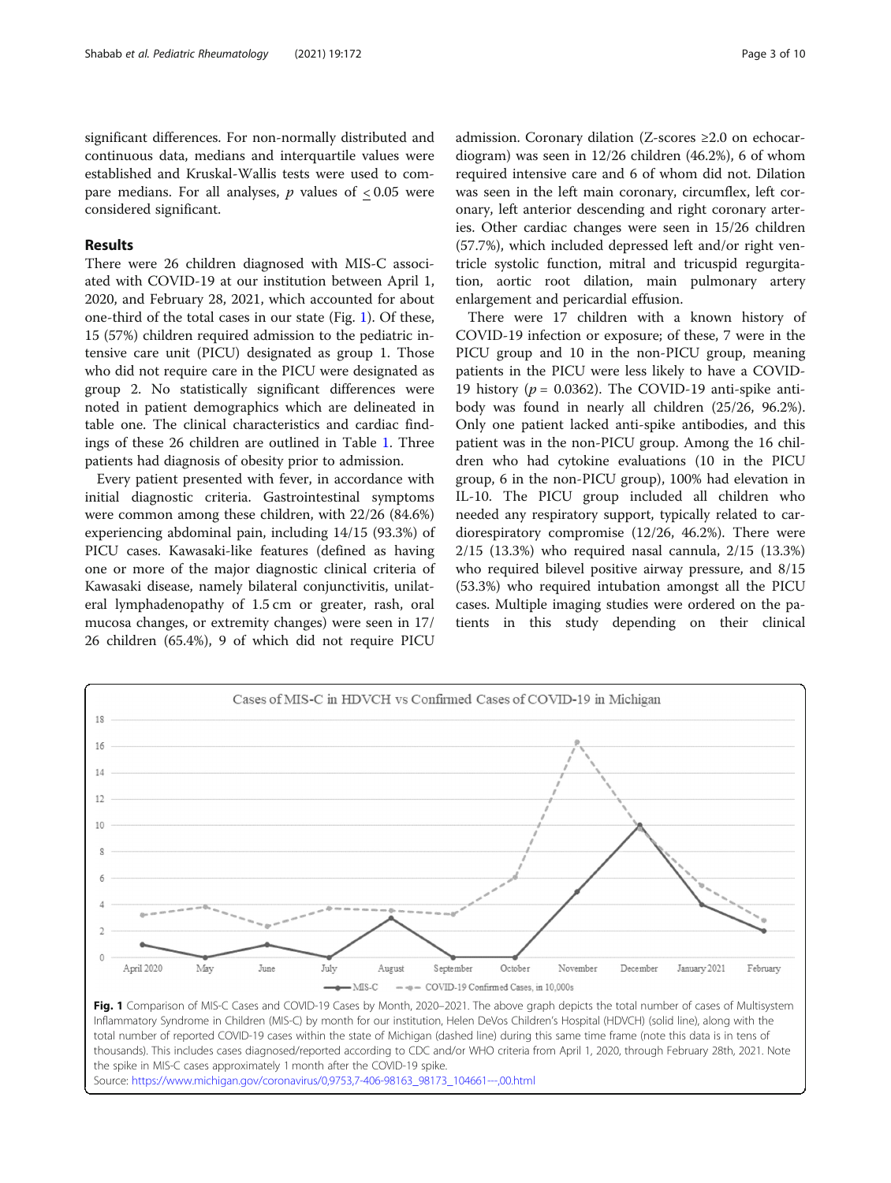significant differences. For non-normally distributed and continuous data, medians and interquartile values were established and Kruskal-Wallis tests were used to compare medians. For all analyses, $p$ values of $\leq 0.05$ were considered significant.

## Results

There were 26 children diagnosed with MIS-C associated with COVID-19 at our institution between April 1, 2020, and February 28, 2021, which accounted for about one-third of the total cases in our state (Fig. 1). Of these, 15 (57%) children required admission to the pediatric intensive care unit (PICU) designated as group 1. Those who did not require care in the PICU were designated as group 2. No statistically significant differences were noted in patient demographics which are delineated in table one. The clinical characteristics and cardiac findings of these 26 children are outlined in Table 1. Three patients had diagnosis of obesity prior to admission.

Every patient presented with fever, in accordance with initial diagnostic criteria. Gastrointestinal symptoms were common among these children, with 22/26 (84.6%) experiencing abdominal pain, including 14/15 (93.3%) of PICU cases. Kawasaki-like features (defined as having one or more of the major diagnostic clinical criteria of Kawasaki disease, namely bilateral conjunctivitis, unilateral lymphadenopathy of 1.5 cm or greater, rash, oral mucosa changes, or extremity changes) were seen in 17/26 children (65.4%), 9 of which did not require PICU admission. Coronary dilation (Z-scores ≥2.0 on echocardiogram) was seen in 12/26 children (46.2%), 6 of whom required intensive care and 6 of whom did not. Dilation was seen in the left main coronary, circumflex, left coronary, left anterior descending and right coronary arteries. Other cardiac changes were seen in 15/26 children (57.7%), which included depressed left and/or right ventricle systolic function, mitral and tricuspid regurgitation, aortic root dilation, main pulmonary artery enlargement and pericardial effusion.

There were 17 children with a known history of COVID-19 infection or exposure; of these, 7 were in the PICU group and 10 in the non-PICU group, meaning patients in the PICU were less likely to have a COVID-19 history ($p = 0.0362$). The COVID-19 anti-spike antibody was found in nearly all children (25/26, 96.2%). Only one patient lacked anti-spike antibodies, and this patient was in the non-PICU group. Among the 16 children who had cytokine evaluations (10 in the PICU group, 6 in the non-PICU group), 100% had elevation in IL-10. The PICU group included all children who needed any respiratory support, typically related to cardiorespiratory compromise (12/26, 46.2%). There were 2/15 (13.3%) who required nasal cannula, 2/15 (13.3%) who required bilevel positive airway pressure, and 8/15 (53.3%) who required intubation amongst all the PICU cases. Multiple imaging studies were ordered on the patients in this study depending on their clinical

**Fig. 1** Comparison of MIS-C Cases and COVID-19 Cases by Month, 2020–2021. The above graph depicts the total number of cases of Multisystem Inflammatory Syndrome in Children (MIS-C) by month for our institution, Helen DeVos Children's Hospital (HDVCH) (solid line), along with the total number of reported COVID-19 cases within the state of Michigan (dashed line) during this same time frame (note this data is in tens of thousands). This includes cases diagnosed/reported according to CDC and/or WHO criteria from April 1, 2020, through February 28th, 2021. Note the spike in MIS-C cases approximately 1 month after the COVID-19 spike.
Source: https://www.michigan.gov/coronavirus/0,9753,7-406-98163_98173_104661---,00.html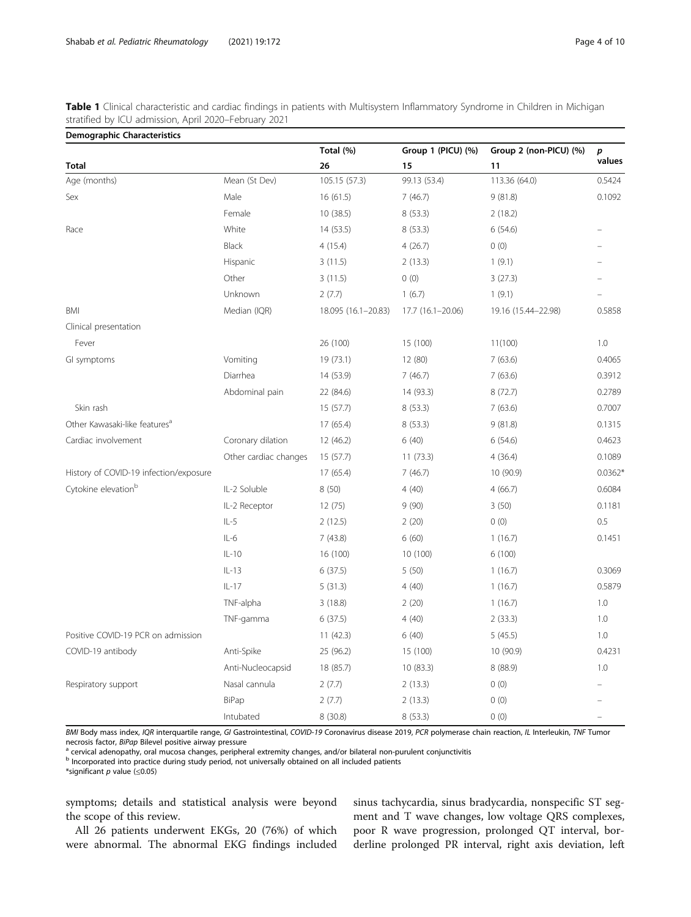**Table 1** Clinical characteristic and cardiac findings in patients with Multisystem Inflammatory Syndrome in Children in Michigan stratified by ICU admission, April 2020–February 2021

| **Demographic Characteristics** | | | | | |
|---|---|---|---|---|---|
| | | Total (%) | Group 1 (PICU) (%) | Group 2 (non-PICU) (%) | *p* values |
| **Total** | | 26 | 15 | 11 | |
| Age (months) | Mean (St Dev) | 105.15 (57.3) | 99.13 (53.4) | 113.36 (64.0) | 0.5424 |
| Sex | Male | 16 (61.5) | 7 (46.7) | 9 (81.8) | 0.1092 |
| | Female | 10 (38.5) | 8 (53.3) | 2 (18.2) | |
| Race | White | 14 (53.5) | 8 (53.3) | 6 (54.6) | – |
| | Black | 4 (15.4) | 4 (26.7) | 0 (0) | – |
| | Hispanic | 3 (11.5) | 2 (13.3) | 1 (9.1) | – |
| | Other | 3 (11.5) | 0 (0) | 3 (27.3) | – |
| | Unknown | 2 (7.7) | 1 (6.7) | 1 (9.1) | – |
| BMI | Median (IQR) | 18.095 (16.1–20.83) | 17.7 (16.1–20.06) | 19.16 (15.44–22.98) | 0.5858 |
| Clinical presentation | | | | | |
| Fever | | 26 (100) | 15 (100) | 11(100) | 1.0 |
| GI symptoms | Vomiting | 19 (73.1) | 12 (80) | 7 (63.6) | 0.4065 |
| | Diarrhea | 14 (53.9) | 7 (46.7) | 7 (63.6) | 0.3912 |
| | Abdominal pain | 22 (84.6) | 14 (93.3) | 8 (72.7) | 0.2789 |
| Skin rash | | 15 (57.7) | 8 (53.3) | 7 (63.6) | 0.7007 |
| Other Kawasaki-like features[a] | | 17 (65.4) | 8 (53.3) | 9 (81.8) | 0.1315 |
| Cardiac involvement | Coronary dilation | 12 (46.2) | 6 (40) | 6 (54.6) | 0.4623 |
| | Other cardiac changes | 15 (57.7) | 11 (73.3) | 4 (36.4) | 0.1089 |
| History of COVID-19 infection/exposure | | 17 (65.4) | 7 (46.7) | 10 (90.9) | 0.0362* |
| Cytokine elevation[b] | IL-2 Soluble | 8 (50) | 4 (40) | 4 (66.7) | 0.6084 |
| | IL-2 Receptor | 12 (75) | 9 (90) | 3 (50) | 0.1181 |
| | IL-5 | 2 (12.5) | 2 (20) | 0 (0) | 0.5 |
| | IL-6 | 7 (43.8) | 6 (60) | 1 (16.7) | 0.1451 |
| | IL-10 | 16 (100) | 10 (100) | 6 (100) | |
| | IL-13 | 6 (37.5) | 5 (50) | 1 (16.7) | 0.3069 |
| | IL-17 | 5 (31.3) | 4 (40) | 1 (16.7) | 0.5879 |
| | TNF-alpha | 3 (18.8) | 2 (20) | 1 (16.7) | 1.0 |
| | TNF-gamma | 6 (37.5) | 4 (40) | 2 (33.3) | 1.0 |
| Positive COVID-19 PCR on admission | | 11 (42.3) | 6 (40) | 5 (45.5) | 1.0 |
| COVID-19 antibody | Anti-Spike | 25 (96.2) | 15 (100) | 10 (90.9) | 0.4231 |
| | Anti-Nucleocapsid | 18 (85.7) | 10 (83.3) | 8 (88.9) | 1.0 |
| Respiratory support | Nasal cannula | 2 (7.7) | 2 (13.3) | 0 (0) | – |
| | BiPap | 2 (7.7) | 2 (13.3) | 0 (0) | – |
| | Intubated | 8 (30.8) | 8 (53.3) | 0 (0) | – |

*BMI* Body mass index, *IQR* interquartile range, *GI* Gastrointestinal, *COVID-19* Coronavirus disease 2019, *PCR* polymerase chain reaction, *IL* Interleukin, *TNF* Tumor necrosis factor, *BiPap* Bilevel positive airway pressure

[a] cervical adenopathy, oral mucosa changes, peripheral extremity changes, and/or bilateral non-purulent conjunctivitis

[b] Incorporated into practice during study period, not universally obtained on all included patients

*significant *p* value (≤0.05)

symptoms; details and statistical analysis were beyond the scope of this review.

All 26 patients underwent EKGs, 20 (76%) of which were abnormal. The abnormal EKG findings included sinus tachycardia, sinus bradycardia, nonspecific ST segment and T wave changes, low voltage QRS complexes, poor R wave progression, prolonged QT interval, borderline prolonged PR interval, right axis deviation, left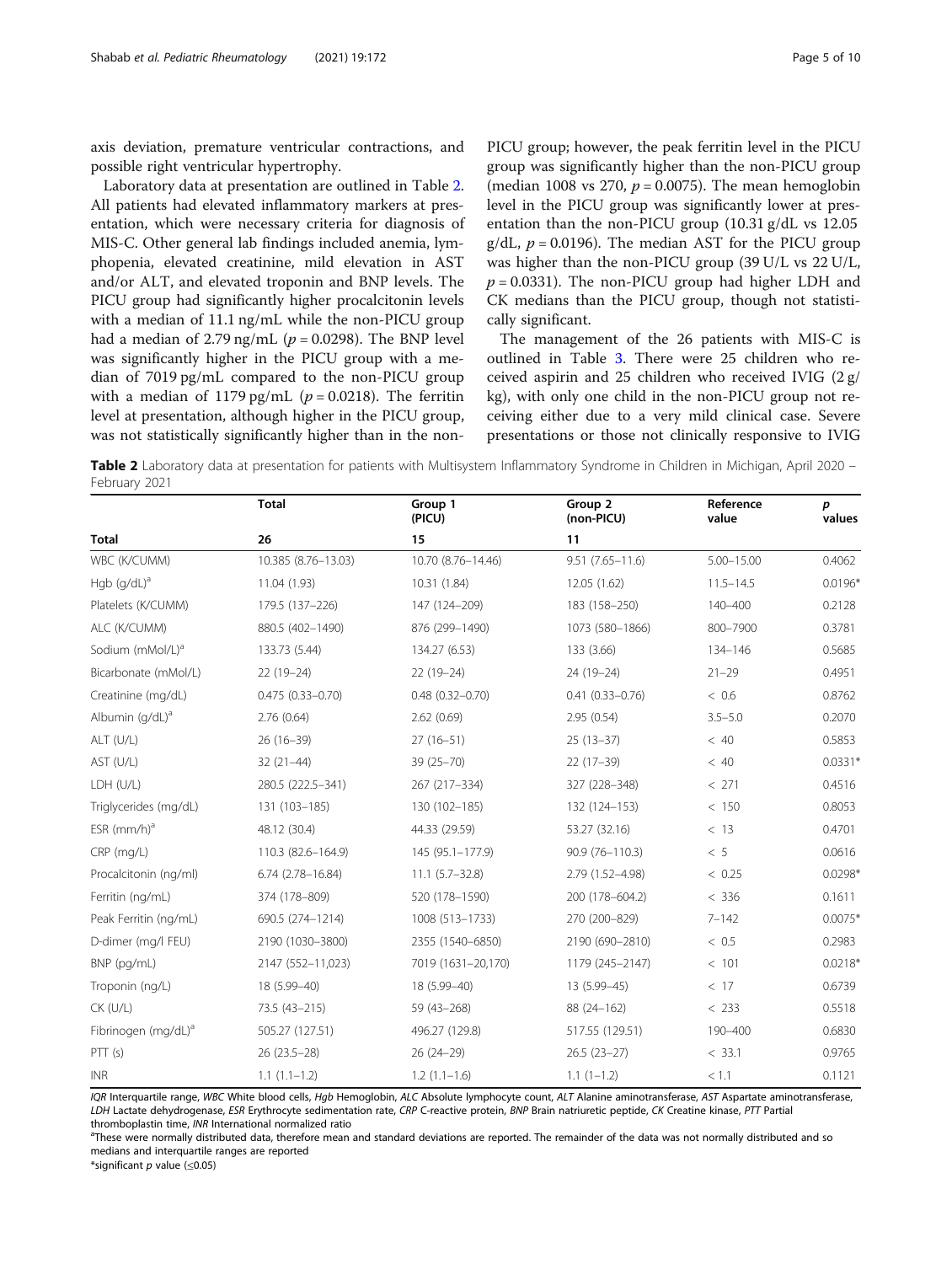axis deviation, premature ventricular contractions, and possible right ventricular hypertrophy.

Laboratory data at presentation are outlined in Table 2. All patients had elevated inflammatory markers at presentation, which were necessary criteria for diagnosis of MIS-C. Other general lab findings included anemia, lymphopenia, elevated creatinine, mild elevation in AST and/or ALT, and elevated troponin and BNP levels. The PICU group had significantly higher procalcitonin levels with a median of 11.1 ng/mL while the non-PICU group had a median of 2.79 ng/mL ($p = 0.0298$). The BNP level was significantly higher in the PICU group with a median of 7019 pg/mL compared to the non-PICU group with a median of 1179 pg/mL ($p = 0.0218$). The ferritin level at presentation, although higher in the PICU group, was not statistically significantly higher than in the non-PICU group; however, the peak ferritin level in the PICU group was significantly higher than the non-PICU group (median 1008 vs 270, $p = 0.0075$). The mean hemoglobin level in the PICU group was significantly lower at presentation than the non-PICU group (10.31 g/dL vs 12.05 g/dL, $p = 0.0196$). The median AST for the PICU group was higher than the non-PICU group (39 U/L vs 22 U/L, $p = 0.0331$). The non-PICU group had higher LDH and CK medians than the PICU group, though not statistically significant.

The management of the 26 patients with MIS-C is outlined in Table 3. There were 25 children who received aspirin and 25 children who received IVIG (2 g/kg), with only one child in the non-PICU group not receiving either due to a very mild clinical case. Severe presentations or those not clinically responsive to IVIG

**Table 2** Laboratory data at presentation for patients with Multisystem Inflammatory Syndrome in Children in Michigan, April 2020 – February 2021

| | Total | Group 1 (PICU) | Group 2 (non-PICU) | Reference value | p values |
|---|---|---|---|---|---|
| **Total** | **26** | **15** | **11** | | |
| WBC (K/CUMM) | 10.385 (8.76–13.03) | 10.70 (8.76–14.46) | 9.51 (7.65–11.6) | 5.00–15.00 | 0.4062 |
| Hgb (g/dL)[a] | 11.04 (1.93) | 10.31 (1.84) | 12.05 (1.62) | 11.5–14.5 | 0.0196* |
| Platelets (K/CUMM) | 179.5 (137–226) | 147 (124–209) | 183 (158–250) | 140–400 | 0.2128 |
| ALC (K/CUMM) | 880.5 (402–1490) | 876 (299–1490) | 1073 (580–1866) | 800–7900 | 0.3781 |
| Sodium (mMol/L)[a] | 133.73 (5.44) | 134.27 (6.53) | 133 (3.66) | 134–146 | 0.5685 |
| Bicarbonate (mMol/L) | 22 (19–24) | 22 (19–24) | 24 (19–24) | 21–29 | 0.4951 |
| Creatinine (mg/dL) | 0.475 (0.33–0.70) | 0.48 (0.32–0.70) | 0.41 (0.33–0.76) | < 0.6 | 0.8762 |
| Albumin (g/dL)[a] | 2.76 (0.64) | 2.62 (0.69) | 2.95 (0.54) | 3.5–5.0 | 0.2070 |
| ALT (U/L) | 26 (16–39) | 27 (16–51) | 25 (13–37) | < 40 | 0.5853 |
| AST (U/L) | 32 (21–44) | 39 (25–70) | 22 (17–39) | < 40 | 0.0331* |
| LDH (U/L) | 280.5 (222.5–341) | 267 (217–334) | 327 (228–348) | < 271 | 0.4516 |
| Triglycerides (mg/dL) | 131 (103–185) | 130 (102–185) | 132 (124–153) | < 150 | 0.8053 |
| ESR (mm/h)[a] | 48.12 (30.4) | 44.33 (29.59) | 53.27 (32.16) | < 13 | 0.4701 |
| CRP (mg/L) | 110.3 (82.6–164.9) | 145 (95.1–177.9) | 90.9 (76–110.3) | < 5 | 0.0616 |
| Procalcitonin (ng/ml) | 6.74 (2.78–16.84) | 11.1 (5.7–32.8) | 2.79 (1.52–4.98) | < 0.25 | 0.0298* |
| Ferritin (ng/mL) | 374 (178–809) | 520 (178–1590) | 200 (178–604.2) | < 336 | 0.1611 |
| Peak Ferritin (ng/mL) | 690.5 (274–1214) | 1008 (513–1733) | 270 (200–829) | 7–142 | 0.0075* |
| D-dimer (mg/l FEU) | 2190 (1030–3800) | 2355 (1540–6850) | 2190 (690–2810) | < 0.5 | 0.2983 |
| BNP (pg/mL) | 2147 (552–11,023) | 7019 (1631–20,170) | 1179 (245–2147) | < 101 | 0.0218* |
| Troponin (ng/L) | 18 (5.99–40) | 18 (5.99–40) | 13 (5.99–45) | < 17 | 0.6739 |
| CK (U/L) | 73.5 (43–215) | 59 (43–268) | 88 (24–162) | < 233 | 0.5518 |
| Fibrinogen (mg/dL)[a] | 505.27 (127.51) | 496.27 (129.8) | 517.55 (129.51) | 190–400 | 0.6830 |
| PTT (s) | 26 (23.5–28) | 26 (24–29) | 26.5 (23–27) | < 33.1 | 0.9765 |
| INR | 1.1 (1.1–1.2) | 1.2 (1.1–1.6) | 1.1 (1–1.2) | < 1.1 | 0.1121 |

*IQR* Interquartile range, *WBC* White blood cells, *Hgb* Hemoglobin, *ALC* Absolute lymphocyte count, *ALT* Alanine aminotransferase, *AST* Aspartate aminotransferase, *LDH* Lactate dehydrogenase, *ESR* Erythrocyte sedimentation rate, *CRP* C-reactive protein, *BNP* Brain natriuretic peptide, *CK* Creatine kinase, *PTT* Partial thromboplastin time, *INR* International normalized ratio

[a]These were normally distributed data, therefore mean and standard deviations are reported. The remainder of the data was not normally distributed and so medians and interquartile ranges are reported

*significant p value (≤0.05)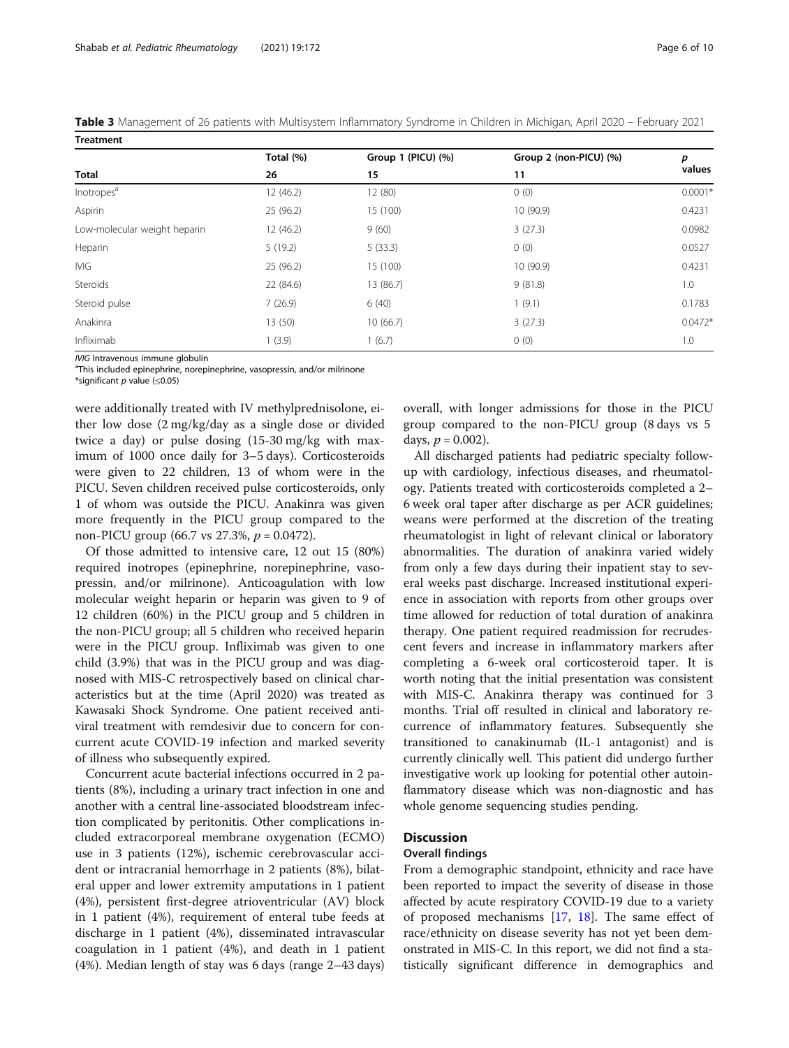**Table 3** Management of 26 patients with Multisystem Inflammatory Syndrome in Children in Michigan, April 2020 – February 2021

| Treatment | Total (%) | Group 1 (PICU) (%) | Group 2 (non-PICU) (%) | p values |
|---|---|---|---|---|
| Total | 26 | 15 | 11 | |
| Inotropes[a] | 12 (46.2) | 12 (80) | 0 (0) | 0.0001* |
| Aspirin | 25 (96.2) | 15 (100) | 10 (90.9) | 0.4231 |
| Low-molecular weight heparin | 12 (46.2) | 9 (60) | 3 (27.3) | 0.0982 |
| Heparin | 5 (19.2) | 5 (33.3) | 0 (0) | 0.0527 |
| IVIG | 25 (96.2) | 15 (100) | 10 (90.9) | 0.4231 |
| Steroids | 22 (84.6) | 13 (86.7) | 9 (81.8) | 1.0 |
| Steroid pulse | 7 (26.9) | 6 (40) | 1 (9.1) | 0.1783 |
| Anakinra | 13 (50) | 10 (66.7) | 3 (27.3) | 0.0472* |
| Infliximab | 1 (3.9) | 1 (6.7) | 0 (0) | 1.0 |

*IVIG* Intravenous immune globulin

[a]This included epinephrine, norepinephrine, vasopressin, and/or milrinone

*significant p value (≤0.05)

were additionally treated with IV methylprednisolone, either low dose (2 mg/kg/day as a single dose or divided twice a day) or pulse dosing (15-30 mg/kg with maximum of 1000 once daily for 3–5 days). Corticosteroids were given to 22 children, 13 of whom were in the PICU. Seven children received pulse corticosteroids, only 1 of whom was outside the PICU. Anakinra was given more frequently in the PICU group compared to the non-PICU group (66.7 vs 27.3%, $p = 0.0472$).

Of those admitted to intensive care, 12 out 15 (80%) required inotropes (epinephrine, norepinephrine, vasopressin, and/or milrinone). Anticoagulation with low molecular weight heparin or heparin was given to 9 of 12 children (60%) in the PICU group and 5 children in the non-PICU group; all 5 children who received heparin were in the PICU group. Infliximab was given to one child (3.9%) that was in the PICU group and was diagnosed with MIS-C retrospectively based on clinical characteristics but at the time (April 2020) was treated as Kawasaki Shock Syndrome. One patient received antiviral treatment with remdesivir due to concern for concurrent acute COVID-19 infection and marked severity of illness who subsequently expired.

Concurrent acute bacterial infections occurred in 2 patients (8%), including a urinary tract infection in one and another with a central line-associated bloodstream infection complicated by peritonitis. Other complications included extracorporeal membrane oxygenation (ECMO) use in 3 patients (12%), ischemic cerebrovascular accident or intracranial hemorrhage in 2 patients (8%), bilateral upper and lower extremity amputations in 1 patient (4%), persistent first-degree atrioventricular (AV) block in 1 patient (4%), requirement of enteral tube feeds at discharge in 1 patient (4%), disseminated intravascular coagulation in 1 patient (4%), and death in 1 patient (4%). Median length of stay was 6 days (range 2–43 days) overall, with longer admissions for those in the PICU group compared to the non-PICU group (8 days vs 5 days, $p = 0.002$).

All discharged patients had pediatric specialty follow-up with cardiology, infectious diseases, and rheumatology. Patients treated with corticosteroids completed a 2–6 week oral taper after discharge as per ACR guidelines; weans were performed at the discretion of the treating rheumatologist in light of relevant clinical or laboratory abnormalities. The duration of anakinra varied widely from only a few days during their inpatient stay to several weeks past discharge. Increased institutional experience in association with reports from other groups over time allowed for reduction of total duration of anakinra therapy. One patient required readmission for recrudescent fevers and increase in inflammatory markers after completing a 6-week oral corticosteroid taper. It is worth noting that the initial presentation was consistent with MIS-C. Anakinra therapy was continued for 3 months. Trial off resulted in clinical and laboratory recurrence of inflammatory features. Subsequently she transitioned to canakinumab (IL-1 antagonist) and is currently clinically well. This patient did undergo further investigative work up looking for potential other autoinflammatory disease which was non-diagnostic and has whole genome sequencing studies pending.

## Discussion

### Overall findings

From a demographic standpoint, ethnicity and race have been reported to impact the severity of disease in those affected by acute respiratory COVID-19 due to a variety of proposed mechanisms [17, 18]. The same effect of race/ethnicity on disease severity has not yet been demonstrated in MIS-C. In this report, we did not find a statistically significant difference in demographics and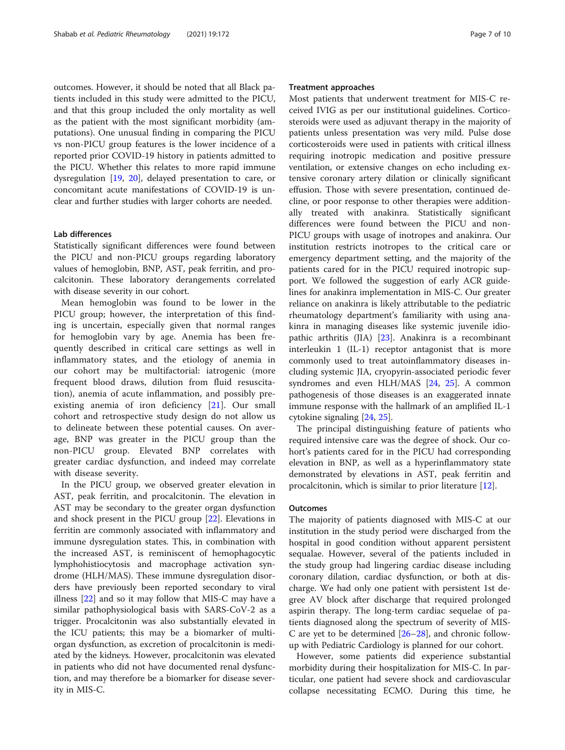outcomes. However, it should be noted that all Black patients included in this study were admitted to the PICU, and that this group included the only mortality as well as the patient with the most significant morbidity (amputations). One unusual finding in comparing the PICU vs non-PICU group features is the lower incidence of a reported prior COVID-19 history in patients admitted to the PICU. Whether this relates to more rapid immune dysregulation [19, 20], delayed presentation to care, or concomitant acute manifestations of COVID-19 is unclear and further studies with larger cohorts are needed.

### Lab differences

Statistically significant differences were found between the PICU and non-PICU groups regarding laboratory values of hemoglobin, BNP, AST, peak ferritin, and procalcitonin. These laboratory derangements correlated with disease severity in our cohort.

Mean hemoglobin was found to be lower in the PICU group; however, the interpretation of this finding is uncertain, especially given that normal ranges for hemoglobin vary by age. Anemia has been frequently described in critical care settings as well in inflammatory states, and the etiology of anemia in our cohort may be multifactorial: iatrogenic (more frequent blood draws, dilution from fluid resuscitation), anemia of acute inflammation, and possibly preexisting anemia of iron deficiency [21]. Our small cohort and retrospective study design do not allow us to delineate between these potential causes. On average, BNP was greater in the PICU group than the non-PICU group. Elevated BNP correlates with greater cardiac dysfunction, and indeed may correlate with disease severity.

In the PICU group, we observed greater elevation in AST, peak ferritin, and procalcitonin. The elevation in AST may be secondary to the greater organ dysfunction and shock present in the PICU group [22]. Elevations in ferritin are commonly associated with inflammatory and immune dysregulation states. This, in combination with the increased AST, is reminiscent of hemophagocytic lymphohistiocytosis and macrophage activation syndrome (HLH/MAS). These immune dysregulation disorders have previously been reported secondary to viral illness [22] and so it may follow that MIS-C may have a similar pathophysiological basis with SARS-CoV-2 as a trigger. Procalcitonin was also substantially elevated in the ICU patients; this may be a biomarker of multi-organ dysfunction, as excretion of procalcitonin is mediated by the kidneys. However, procalcitonin was elevated in patients who did not have documented renal dysfunction, and may therefore be a biomarker for disease severity in MIS-C.

### Treatment approaches

Most patients that underwent treatment for MIS-C received IVIG as per our institutional guidelines. Corticosteroids were used as adjuvant therapy in the majority of patients unless presentation was very mild. Pulse dose corticosteroids were used in patients with critical illness requiring inotropic medication and positive pressure ventilation, or extensive changes on echo including extensive coronary artery dilation or clinically significant effusion. Those with severe presentation, continued decline, or poor response to other therapies were additionally treated with anakinra. Statistically significant differences were found between the PICU and non-PICU groups with usage of inotropes and anakinra. Our institution restricts inotropes to the critical care or emergency department setting, and the majority of the patients cared for in the PICU required inotropic support. We followed the suggestion of early ACR guidelines for anakinra implementation in MIS-C. Our greater reliance on anakinra is likely attributable to the pediatric rheumatology department's familiarity with using anakinra in managing diseases like systemic juvenile idiopathic arthritis (JIA) [23]. Anakinra is a recombinant interleukin 1 (IL-1) receptor antagonist that is more commonly used to treat autoinflammatory diseases including systemic JIA, cryopyrin-associated periodic fever syndromes and even HLH/MAS [24, 25]. A common pathogenesis of those diseases is an exaggerated innate immune response with the hallmark of an amplified IL-1 cytokine signaling [24, 25].

The principal distinguishing feature of patients who required intensive care was the degree of shock. Our cohort's patients cared for in the PICU had corresponding elevation in BNP, as well as a hyperinflammatory state demonstrated by elevations in AST, peak ferritin and procalcitonin, which is similar to prior literature [12].

### Outcomes

The majority of patients diagnosed with MIS-C at our institution in the study period were discharged from the hospital in good condition without apparent persistent sequalae. However, several of the patients included in the study group had lingering cardiac disease including coronary dilation, cardiac dysfunction, or both at discharge. We had only one patient with persistent 1st degree AV block after discharge that required prolonged aspirin therapy. The long-term cardiac sequelae of patients diagnosed along the spectrum of severity of MIS-C are yet to be determined [26–28], and chronic follow-up with Pediatric Cardiology is planned for our cohort.

However, some patients did experience substantial morbidity during their hospitalization for MIS-C. In particular, one patient had severe shock and cardiovascular collapse necessitating ECMO. During this time, he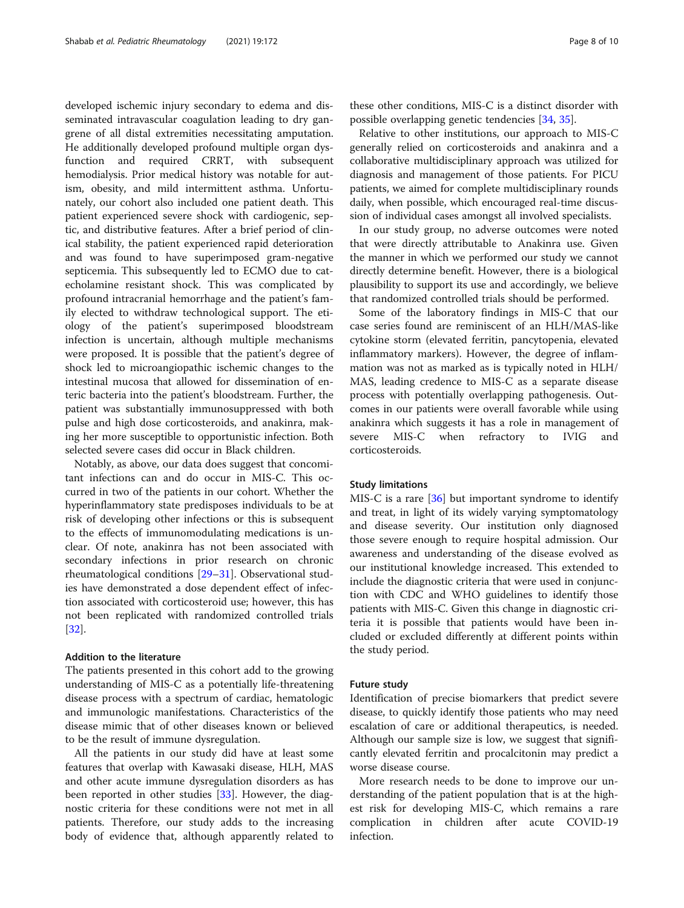developed ischemic injury secondary to edema and disseminated intravascular coagulation leading to dry gangrene of all distal extremities necessitating amputation. He additionally developed profound multiple organ dysfunction and required CRRT, with subsequent hemodialysis. Prior medical history was notable for autism, obesity, and mild intermittent asthma. Unfortunately, our cohort also included one patient death. This patient experienced severe shock with cardiogenic, septic, and distributive features. After a brief period of clinical stability, the patient experienced rapid deterioration and was found to have superimposed gram-negative septicemia. This subsequently led to ECMO due to catecholamine resistant shock. This was complicated by profound intracranial hemorrhage and the patient's family elected to withdraw technological support. The etiology of the patient's superimposed bloodstream infection is uncertain, although multiple mechanisms were proposed. It is possible that the patient's degree of shock led to microangiopathic ischemic changes to the intestinal mucosa that allowed for dissemination of enteric bacteria into the patient's bloodstream. Further, the patient was substantially immunosuppressed with both pulse and high dose corticosteroids, and anakinra, making her more susceptible to opportunistic infection. Both selected severe cases did occur in Black children.

Notably, as above, our data does suggest that concomitant infections can and do occur in MIS-C. This occurred in two of the patients in our cohort. Whether the hyperinflammatory state predisposes individuals to be at risk of developing other infections or this is subsequent to the effects of immunomodulating medications is unclear. Of note, anakinra has not been associated with secondary infections in prior research on chronic rheumatological conditions [29–31]. Observational studies have demonstrated a dose dependent effect of infection associated with corticosteroid use; however, this has not been replicated with randomized controlled trials [32].

### Addition to the literature

The patients presented in this cohort add to the growing understanding of MIS-C as a potentially life-threatening disease process with a spectrum of cardiac, hematologic and immunologic manifestations. Characteristics of the disease mimic that of other diseases known or believed to be the result of immune dysregulation.

All the patients in our study did have at least some features that overlap with Kawasaki disease, HLH, MAS and other acute immune dysregulation disorders as has been reported in other studies [33]. However, the diagnostic criteria for these conditions were not met in all patients. Therefore, our study adds to the increasing body of evidence that, although apparently related to these other conditions, MIS-C is a distinct disorder with possible overlapping genetic tendencies [34, 35].

Relative to other institutions, our approach to MIS-C generally relied on corticosteroids and anakinra and a collaborative multidisciplinary approach was utilized for diagnosis and management of those patients. For PICU patients, we aimed for complete multidisciplinary rounds daily, when possible, which encouraged real-time discussion of individual cases amongst all involved specialists.

In our study group, no adverse outcomes were noted that were directly attributable to Anakinra use. Given the manner in which we performed our study we cannot directly determine benefit. However, there is a biological plausibility to support its use and accordingly, we believe that randomized controlled trials should be performed.

Some of the laboratory findings in MIS-C that our case series found are reminiscent of an HLH/MAS-like cytokine storm (elevated ferritin, pancytopenia, elevated inflammatory markers). However, the degree of inflammation was not as marked as is typically noted in HLH/MAS, leading credence to MIS-C as a separate disease process with potentially overlapping pathogenesis. Outcomes in our patients were overall favorable while using anakinra which suggests it has a role in management of severe MIS-C when refractory to IVIG and corticosteroids.

### Study limitations

MIS-C is a rare [36] but important syndrome to identify and treat, in light of its widely varying symptomatology and disease severity. Our institution only diagnosed those severe enough to require hospital admission. Our awareness and understanding of the disease evolved as our institutional knowledge increased. This extended to include the diagnostic criteria that were used in conjunction with CDC and WHO guidelines to identify those patients with MIS-C. Given this change in diagnostic criteria it is possible that patients would have been included or excluded differently at different points within the study period.

### Future study

Identification of precise biomarkers that predict severe disease, to quickly identify those patients who may need escalation of care or additional therapeutics, is needed. Although our sample size is low, we suggest that significantly elevated ferritin and procalcitonin may predict a worse disease course.

More research needs to be done to improve our understanding of the patient population that is at the highest risk for developing MIS-C, which remains a rare complication in children after acute COVID-19 infection.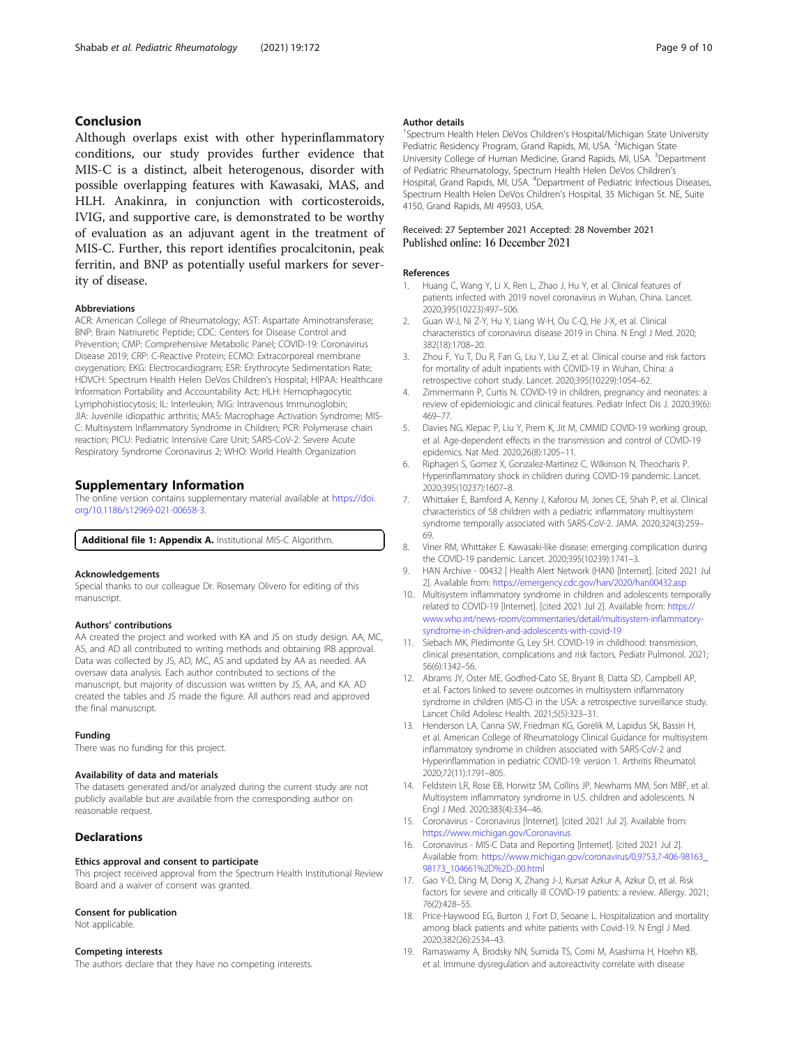## Conclusion

Although overlaps exist with other hyperinflammatory conditions, our study provides further evidence that MIS-C is a distinct, albeit heterogenous, disorder with possible overlapping features with Kawasaki, MAS, and HLH. Anakinra, in conjunction with corticosteroids, IVIG, and supportive care, is demonstrated to be worthy of evaluation as an adjuvant agent in the treatment of MIS-C. Further, this report identifies procalcitonin, peak ferritin, and BNP as potentially useful markers for severity of disease.

### Abbreviations

ACR: American College of Rheumatology; AST: Aspartate Aminotransferase; BNP: Brain Natriuretic Peptide; CDC: Centers for Disease Control and Prevention; CMP: Comprehensive Metabolic Panel; COVID-19: Coronavirus Disease 2019; CRP: C-Reactive Protein; ECMO: Extracorporeal membrane oxygenation; EKG: Electrocardiogram; ESR: Erythrocyte Sedimentation Rate; HDVCH: Spectrum Health Helen DeVos Children's Hospital; HIPAA: Healthcare Information Portability and Accountability Act; HLH: Hemophagocytic Lymphohistiocytosis; IL: Interleukin; IVIG: Intravenous Immunoglobin; JIA: Juvenile idiopathic arthritis; MAS: Macrophage Activation Syndrome; MIS-C: Multisystem Inflammatory Syndrome in Children; PCR: Polymerase chain reaction; PICU: Pediatric Intensive Care Unit; SARS-CoV-2: Severe Acute Respiratory Syndrome Coronavirus 2; WHO: World Health Organization

## Supplementary Information

The online version contains supplementary material available at https://doi.org/10.1186/s12969-021-00658-3.

**Additional file 1: Appendix A.** Institutional MIS-C Algorithm.

### Acknowledgements

Special thanks to our colleague Dr. Rosemary Olivero for editing of this manuscript.

### Authors' contributions

AA created the project and worked with KA and JS on study design. AA, MC, AS, and AD all contributed to writing methods and obtaining IRB approval. Data was collected by JS, AD, MC, AS and updated by AA as needed. AA oversaw data analysis. Each author contributed to sections of the manuscript, but majority of discussion was written by JS, AA, and KA. AD created the tables and JS made the figure. All authors read and approved the final manuscript.

### Funding

There was no funding for this project.

### Availability of data and materials

The datasets generated and/or analyzed during the current study are not publicly available but are available from the corresponding author on reasonable request.

## Declarations

### Ethics approval and consent to participate

This project received approval from the Spectrum Health Institutional Review Board and a waiver of consent was granted.

### Consent for publication

Not applicable.

### Competing interests

The authors declare that they have no competing interests.

### Author details

[1]Spectrum Health Helen DeVos Children's Hospital/Michigan State University Pediatric Residency Program, Grand Rapids, MI, USA. [2]Michigan State University College of Human Medicine, Grand Rapids, MI, USA. [3]Department of Pediatric Rheumatology, Spectrum Health Helen DeVos Children's Hospital, Grand Rapids, MI, USA. [4]Department of Pediatric Infectious Diseases, Spectrum Health Helen DeVos Children's Hospital, 35 Michigan St. NE, Suite 4150, Grand Rapids, MI 49503, USA.

Received: 27 September 2021 Accepted: 28 November 2021
Published online: 16 December 2021

## References

1. Huang C, Wang Y, Li X, Ren L, Zhao J, Hu Y, et al. Clinical features of patients infected with 2019 novel coronavirus in Wuhan, China. Lancet. 2020;395(10223):497–506.
2. Guan W-J, Ni Z-Y, Hu Y, Liang W-H, Ou C-Q, He J-X, et al. Clinical characteristics of coronavirus disease 2019 in China. N Engl J Med. 2020; 382(18):1708–20.
3. Zhou F, Yu T, Du R, Fan G, Liu Y, Liu Z, et al. Clinical course and risk factors for mortality of adult inpatients with COVID-19 in Wuhan, China: a retrospective cohort study. Lancet. 2020;395(10229):1054–62.
4. Zimmermann P, Curtis N. COVID-19 in children, pregnancy and neonates: a review of epidemiologic and clinical features. Pediatr Infect Dis J. 2020;39(6): 469–77.
5. Davies NG, Klepac P, Liu Y, Prem K, Jit M, CMMID COVID-19 working group, et al. Age-dependent effects in the transmission and control of COVID-19 epidemics. Nat Med. 2020;26(8):1205–11.
6. Riphagen S, Gomez X, Gonzalez-Martinez C, Wilkinson N, Theocharis P. Hyperinflammatory shock in children during COVID-19 pandemic. Lancet. 2020;395(10237):1607–8.
7. Whittaker E, Bamford A, Kenny J, Kaforou M, Jones CE, Shah P, et al. Clinical characteristics of 58 children with a pediatric inflammatory multisystem syndrome temporally associated with SARS-CoV-2. JAMA. 2020;324(3):259–69.
8. Viner RM, Whittaker E. Kawasaki-like disease: emerging complication during the COVID-19 pandemic. Lancet. 2020;395(10239):1741–3.
9. HAN Archive - 00432 | Health Alert Network (HAN) [Internet]. [cited 2021 Jul 2]. Available from: https://emergency.cdc.gov/han/2020/han00432.asp
10. Multisystem inflammatory syndrome in children and adolescents temporally related to COVID-19 [Internet]. [cited 2021 Jul 2]. Available from: https://www.who.int/news-room/commentaries/detail/multisystem-inflammatory-syndrome-in-children-and-adolescents-with-covid-19
11. Siebach MK, Piedimonte G, Ley SH. COVID-19 in childhood: transmission, clinical presentation, complications and risk factors. Pediatr Pulmonol. 2021; 56(6):1342–56.
12. Abrams JY, Oster ME, Godfred-Cato SE, Bryant B, Datta SD, Campbell AP, et al. Factors linked to severe outcomes in multisystem inflammatory syndrome in children (MIS-C) in the USA: a retrospective surveillance study. Lancet Child Adolesc Health. 2021;5(5):323–31.
13. Henderson LA, Canna SW, Friedman KG, Gorelik M, Lapidus SK, Bassiri H, et al. American College of Rheumatology Clinical Guidance for multisystem inflammatory syndrome in children associated with SARS-CoV-2 and Hyperinflammation in pediatric COVID-19: version 1. Arthritis Rheumatol. 2020;72(11):1791–805.
14. Feldstein LR, Rose EB, Horwitz SM, Collins JP, Newhams MM, Son MBF, et al. Multisystem inflammatory syndrome in U.S. children and adolescents. N Engl J Med. 2020;383(4):334–46.
15. Coronavirus - Coronavirus [Internet]. [cited 2021 Jul 2]. Available from: https://www.michigan.gov/Coronavirus
16. Coronavirus - MIS-C Data and Reporting [Internet]. [cited 2021 Jul 2]. Available from: https://www.michigan.gov/coronavirus/0,9753,7-406-98163_98173_104661%2D%2D-,00.html
17. Gao Y-D, Ding M, Dong X, Zhang J-J, Kursat Azkur A, Azkur D, et al. Risk factors for severe and critically ill COVID-19 patients: a review. Allergy. 2021; 76(2):428–55.
18. Price-Haywood EG, Burton J, Fort D, Seoane L. Hospitalization and mortality among black patients and white patients with Covid-19. N Engl J Med. 2020;382(26):2534–43.
19. Ramaswamy A, Brodsky NN, Sumida TS, Comi M, Asashima H, Hoehn KB, et al. Immune dysregulation and autoreactivity correlate with disease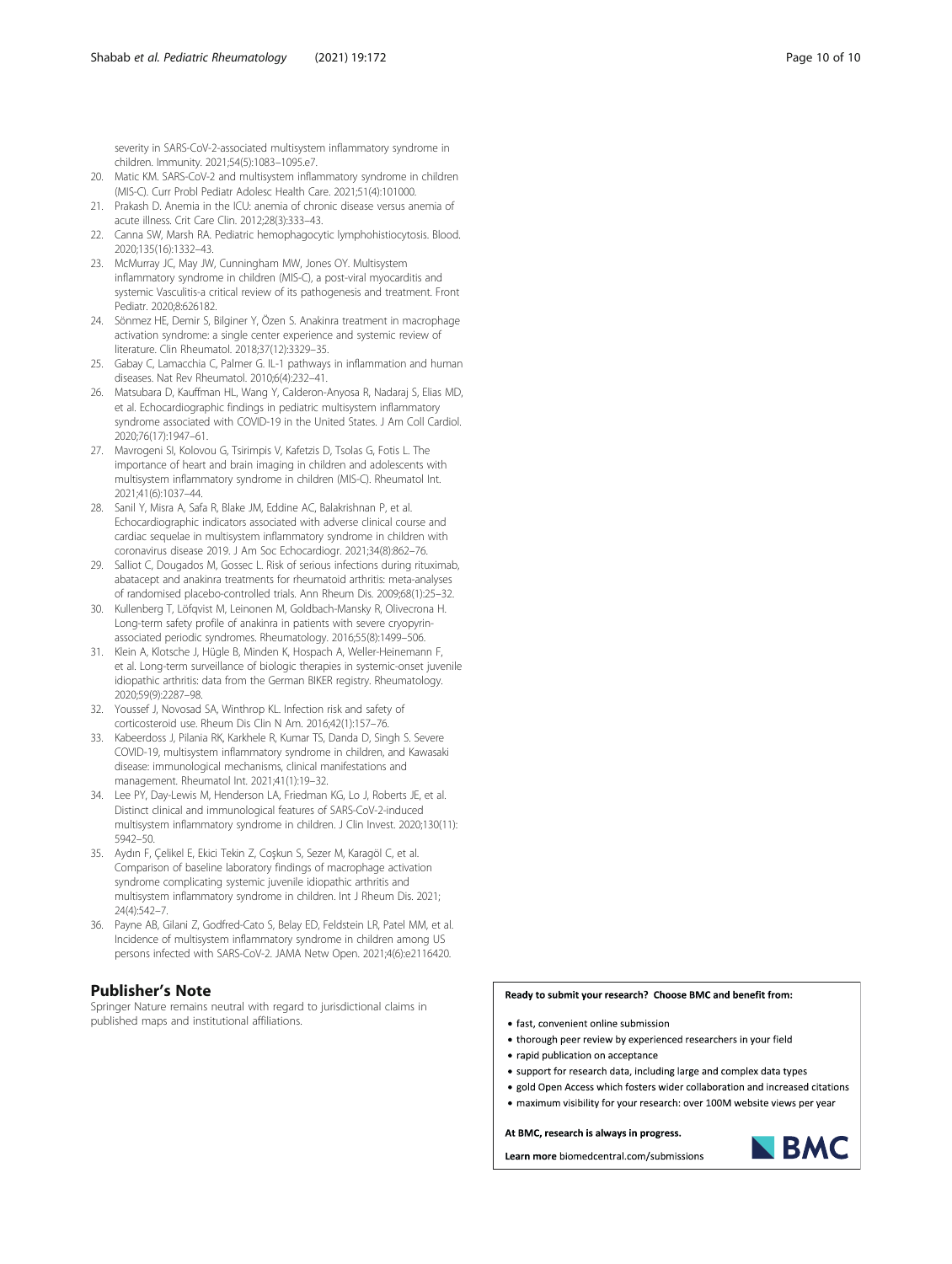severity in SARS-CoV-2-associated multisystem inflammatory syndrome in children. Immunity. 2021;54(5):1083–1095.e7.

20. Matic KM. SARS-CoV-2 and multisystem inflammatory syndrome in children (MIS-C). Curr Probl Pediatr Adolesc Health Care. 2021;51(4):101000.
21. Prakash D. Anemia in the ICU: anemia of chronic disease versus anemia of acute illness. Crit Care Clin. 2012;28(3):333–43.
22. Canna SW, Marsh RA. Pediatric hemophagocytic lymphohistiocytosis. Blood. 2020;135(16):1332–43.
23. McMurray JC, May JW, Cunningham MW, Jones OY. Multisystem inflammatory syndrome in children (MIS-C), a post-viral myocarditis and systemic Vasculitis-a critical review of its pathogenesis and treatment. Front Pediatr. 2020;8:626182.
24. Sönmez HE, Demir S, Bilginer Y, Özen S. Anakinra treatment in macrophage activation syndrome: a single center experience and systemic review of literature. Clin Rheumatol. 2018;37(12):3329–35.
25. Gabay C, Lamacchia C, Palmer G. IL-1 pathways in inflammation and human diseases. Nat Rev Rheumatol. 2010;6(4):232–41.
26. Matsubara D, Kauffman HL, Wang Y, Calderon-Anyosa R, Nadaraj S, Elias MD, et al. Echocardiographic findings in pediatric multisystem inflammatory syndrome associated with COVID-19 in the United States. J Am Coll Cardiol. 2020;76(17):1947–61.
27. Mavrogeni SI, Kolovou G, Tsirimpis V, Kafetzis D, Tsolas G, Fotis L. The importance of heart and brain imaging in children and adolescents with multisystem inflammatory syndrome in children (MIS-C). Rheumatol Int. 2021;41(6):1037–44.
28. Sanil Y, Misra A, Safa R, Blake JM, Eddine AC, Balakrishnan P, et al. Echocardiographic indicators associated with adverse clinical course and cardiac sequelae in multisystem inflammatory syndrome in children with coronavirus disease 2019. J Am Soc Echocardiogr. 2021;34(8):862–76.
29. Salliot C, Dougados M, Gossec L. Risk of serious infections during rituximab, abatacept and anakinra treatments for rheumatoid arthritis: meta-analyses of randomised placebo-controlled trials. Ann Rheum Dis. 2009;68(1):25–32.
30. Kullenberg T, Löfqvist M, Leinonen M, Goldbach-Mansky R, Olivecrona H. Long-term safety profile of anakinra in patients with severe cryopyrin-associated periodic syndromes. Rheumatology. 2016;55(8):1499–506.
31. Klein A, Klotsche J, Hügle B, Minden K, Hospach A, Weller-Heinemann F, et al. Long-term surveillance of biologic therapies in systemic-onset juvenile idiopathic arthritis: data from the German BIKER registry. Rheumatology. 2020;59(9):2287–98.
32. Youssef J, Novosad SA, Winthrop KL. Infection risk and safety of corticosteroid use. Rheum Dis Clin N Am. 2016;42(1):157–76.
33. Kabeerdoss J, Pilania RK, Karkhele R, Kumar TS, Danda D, Singh S. Severe COVID-19, multisystem inflammatory syndrome in children, and Kawasaki disease: immunological mechanisms, clinical manifestations and management. Rheumatol Int. 2021;41(1):19–32.
34. Lee PY, Day-Lewis M, Henderson LA, Friedman KG, Lo J, Roberts JE, et al. Distinct clinical and immunological features of SARS-CoV-2-induced multisystem inflammatory syndrome in children. J Clin Invest. 2020;130(11):5942–50.
35. Aydın F, Çelikel E, Ekici Tekin Z, Coşkun S, Sezer M, Karagöl C, et al. Comparison of baseline laboratory findings of macrophage activation syndrome complicating systemic juvenile idiopathic arthritis and multisystem inflammatory syndrome in children. Int J Rheum Dis. 2021;24(4):542–7.
36. Payne AB, Gilani Z, Godfred-Cato S, Belay ED, Feldstein LR, Patel MM, et al. Incidence of multisystem inflammatory syndrome in children among US persons infected with SARS-CoV-2. JAMA Netw Open. 2021;4(6):e2116420.

## Publisher's Note

Springer Nature remains neutral with regard to jurisdictional claims in published maps and institutional affiliations.

**Ready to submit your research? Choose BMC and benefit from:**

- fast, convenient online submission
- thorough peer review by experienced researchers in your field
- rapid publication on acceptance
- support for research data, including large and complex data types
- gold Open Access which fosters wider collaboration and increased citations
- maximum visibility for your research: over 100M website views per year

**At BMC, research is always in progress.**

**Learn more** biomedcentral.com/submissions

BMC